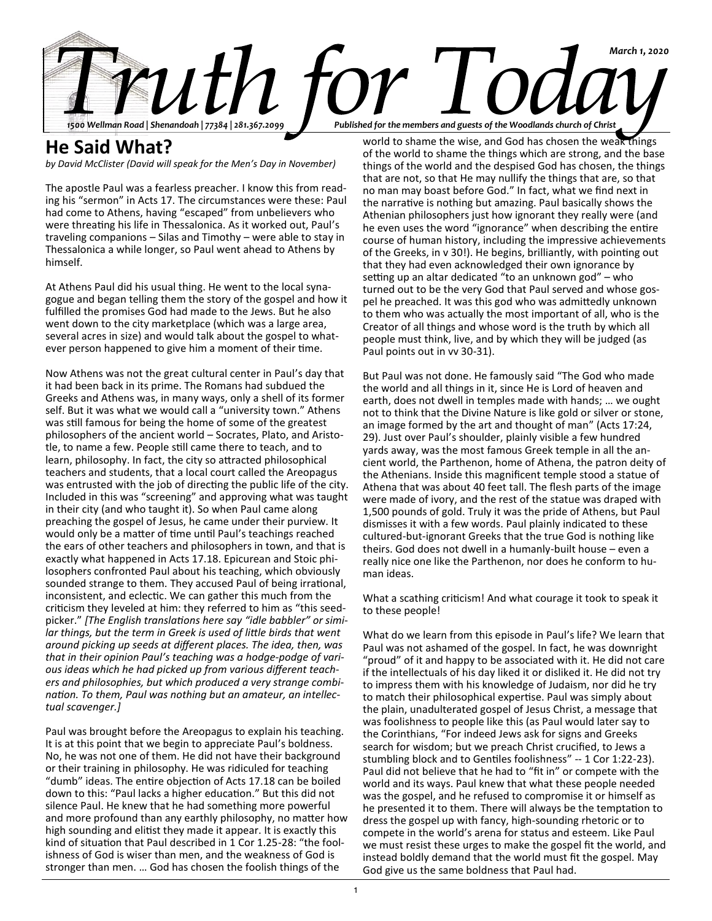# Truth for Today

*1500 Wellman Road | Shenandoah | 77384 | 281.367.2099*

*Published for the members and guests of the Woodlands church of Christ*

*March 1, 2020*

## He Said What?

*by David McClister (David will speak for the Men's Day in November)*

The apostle Paul was a fearless preacher. I know this from reading his "sermon" in Acts 17. The circumstances were these: Paul had come to Athens, having "escaped" from unbelievers who were threating his life in Thessalonica. As it worked out, Paul's traveling companions – Silas and Timothy – were able to stay in Thessalonica a while longer, so Paul went ahead to Athens by himself.

At Athens Paul did his usual thing. He went to the local synagogue and began telling them the story of the gospel and how it fulfilled the promises God had made to the Jews. But he also went down to the city marketplace (which was a large area, several acres in size) and would talk about the gospel to whatever person happened to give him a moment of their time.

Now Athens was not the great cultural center in Paul's day that it had been back in its prime. The Romans had subdued the Greeks and Athens was, in many ways, only a shell of its former self. But it was what we would call a "university town." Athens was still famous for being the home of some of the greatest philosophers of the ancient world – Socrates, Plato, and Aristotle, to name a few. People still came there to teach, and to learn, philosophy. In fact, the city so attracted philosophical teachers and students, that a local court called the Areopagus was entrusted with the job of directing the public life of the city. Included in this was "screening" and approving what was taught in their city (and who taught it). So when Paul came along preaching the gospel of Jesus, he came under their purview. It would only be a matter of time until Paul's teachings reached the ears of other teachers and philosophers in town, and that is exactly what happened in Acts 17.18. Epicurean and Stoic philosophers confronted Paul about his teaching, which obviously sounded strange to them. They accused Paul of being irrational, inconsistent, and eclectic. We can gather this much from the criticism they leveled at him: they referred to him as "this seed-picker." *[The English translations here say "idle babbler" or similar things, but the term in Greek is used of little birds that went around picking up seeds at different places. The idea, then, was that in their opinion Paul's teaching was a hodge-podge of various ideas which he had picked up from various different teachers and philosophies, but which produced a very strange combination. To them, Paul was nothing but an amateur, an intellectual scavenger.]*

Paul was brought before the Areopagus to explain his teaching. It is at this point that we begin to appreciate Paul's boldness. No, he was not one of them. He did not have their background or their training in philosophy. He was ridiculed for teaching "dumb" ideas. The entire objection of Acts 17.18 can be boiled down to this: "Paul lacks a higher education." But this did not silence Paul. He knew that he had something more powerful and more profound than any earthly philosophy, no matter how high sounding and elitist they made it appear. It is exactly this kind of situation that Paul described in 1 Cor 1.25-28: "the foolishness of God is wiser than men, and the weakness of God is stronger than men. … God has chosen the foolish things of the world to shame the wise, and God has chosen the weak things of the world to shame the things which are strong, and the base things of the world and the despised God has chosen, the things that are not, so that He may nullify the things that are, so that no man may boast before God." In fact, what we find next in the narrative is nothing but amazing. Paul basically shows the Athenian philosophers just how ignorant they really were (and he even uses the word "ignorance" when describing the entire course of human history, including the impressive achievements of the Greeks, in v 30!). He begins, brilliantly, with pointing out that they had even acknowledged their own ignorance by setting up an altar dedicated "to an unknown god" – who turned out to be the very God that Paul served and whose gospel he preached. It was this god who was admittedly unknown to them who was actually the most important of all, who is the Creator of all things and whose word is the truth by which all people must think, live, and by which they will be judged (as Paul points out in vv 30-31).

But Paul was not done. He famously said "The God who made the world and all things in it, since He is Lord of heaven and earth, does not dwell in temples made with hands; … we ought not to think that the Divine Nature is like gold or silver or stone, an image formed by the art and thought of man" (Acts 17:24, 29). Just over Paul's shoulder, plainly visible a few hundred yards away, was the most famous Greek temple in all the ancient world, the Parthenon, home of Athena, the patron deity of the Athenians. Inside this magnificent temple stood a statue of Athena that was about 40 feet tall. The flesh parts of the image were made of ivory, and the rest of the statue was draped with 1,500 pounds of gold. Truly it was the pride of Athens, but Paul dismisses it with a few words. Paul plainly indicated to these cultured-but-ignorant Greeks that the true God is nothing like theirs. God does not dwell in a humanly-built house – even a really nice one like the Parthenon, nor does he conform to human ideas.

What a scathing criticism! And what courage it took to speak it to these people!

What do we learn from this episode in Paul's life? We learn that Paul was not ashamed of the gospel. In fact, he was downright "proud" of it and happy to be associated with it. He did not care if the intellectuals of his day liked it or disliked it. He did not try to impress them with his knowledge of Judaism, nor did he try to match their philosophical expertise. Paul was simply about the plain, unadulterated gospel of Jesus Christ, a message that was foolishness to people like this (as Paul would later say to the Corinthians, "For indeed Jews ask for signs and Greeks search for wisdom; but we preach Christ crucified, to Jews a stumbling block and to Gentiles foolishness" -- 1 Cor 1:22-23). Paul did not believe that he had to "fit in" or compete with the world and its ways. Paul knew that what these people needed was the gospel, and he refused to compromise it or himself as he presented it to them. There will always be the temptation to dress the gospel up with fancy, high-sounding rhetoric or to compete in the world's arena for status and esteem. Like Paul we must resist these urges to make the gospel fit the world, and instead boldly demand that the world must fit the gospel. May God give us the same boldness that Paul had.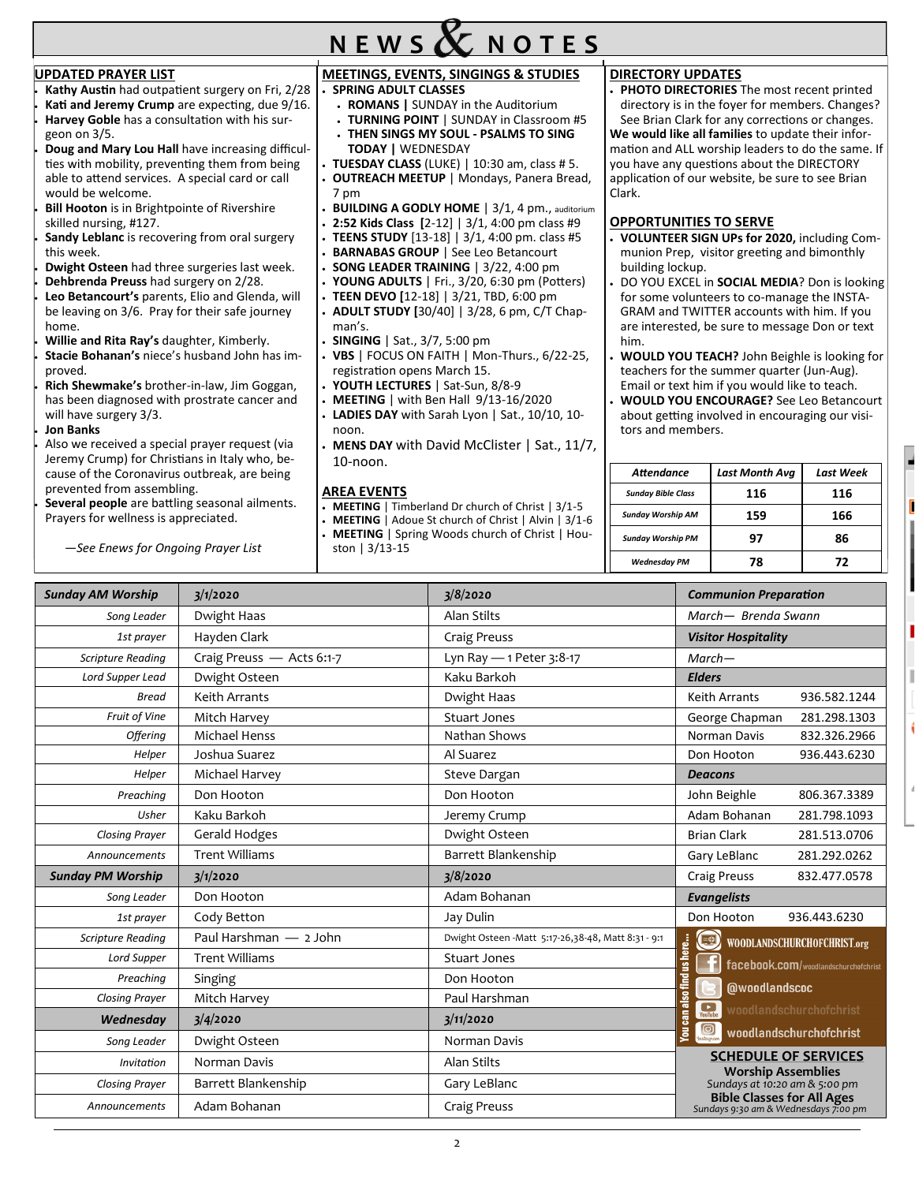# NEWS & NOTES

## UPDATED PRAYER LIST

- **Kathy Austin** had outpatient surgery on Fri, 2/28
- **Kati and Jeremy Crump** are expecting, due 9/16.
- **Harvey Goble** has a consultation with his surgeon on 3/5.
- **Doug and Mary Lou Hall** have increasing difficulties with mobility, preventing them from being able to attend services. A special card or call would be welcome.
- **Bill Hooton** is in Brightpointe of Rivershire skilled nursing, #127.
- **Sandy Leblanc** is recovering from oral surgery this week.
- **Dwight Osteen** had three surgeries last week.
- **Dehbrenda Preuss** had surgery on 2/28.
- **Leo Betancourt's** parents, Elio and Glenda, will be leaving on 3/6. Pray for their safe journey home.
- **Willie and Rita Ray's** daughter, Kimberly.
- **Stacie Bohanan's** niece's husband John has improved.
- **Rich Shewmake's** brother-in-law, Jim Goggan, has been diagnosed with prostrate cancer and will have surgery 3/3.
- **Jon Banks**
- Also we received a special prayer request (via Jeremy Crump) for Christians in Italy who, because of the Coronavirus outbreak, are being prevented from assembling.
- **Several people** are battling seasonal ailments. Prayers for wellness is appreciated.

*—See Enews for Ongoing Prayer List*

## MEETINGS, EVENTS, SINGINGS & STUDIES

- **SPRING ADULT CLASSES**
  - **ROMANS |** SUNDAY in the Auditorium
  - **TURNING POINT |** SUNDAY in Classroom #5
  - **THEN SINGS MY SOUL - PSALMS TO SING TODAY |** WEDNESDAY
- **TUESDAY CLASS** (LUKE) | 10:30 am, class # 5.
- **OUTREACH MEETUP** | Mondays, Panera Bread, 7 pm
- **BUILDING A GODLY HOME** | 3/1, 4 pm., auditorium
- **2:52 Kids Class** [2-12] | 3/1, 4:00 pm class #9
- **TEENS STUDY** [13-18] | 3/1, 4:00 pm. class #5
- **BARNABAS GROUP** | See Leo Betancourt
- **SONG LEADER TRAINING** | 3/22, 4:00 pm
- **YOUNG ADULTS** | Fri., 3/20, 6:30 pm (Potters)
- **TEEN DEVO** [12-18] | 3/21, TBD, 6:00 pm
- **ADULT STUDY** [30/40] | 3/28, 6 pm, C/T Chapman's.
- **SINGING** | Sat., 3/7, 5:00 pm
- **VBS** | FOCUS ON FAITH | Mon-Thurs., 6/22-25, registration opens March 15.
- **YOUTH LECTURES** | Sat-Sun, 8/8-9
- **MEETING** | with Ben Hall 9/13-16/2020
- **LADIES DAY** with Sarah Lyon | Sat., 10/10, 10-noon.
- **MENS DAY** with David McClister | Sat., 11/7, 10-noon.

## AREA EVENTS

- **MEETING** | Timberland Dr church of Christ | 3/1-5
- **MEETING** | Adoue St church of Christ | Alvin | 3/1-6
- **MEETING** | Spring Woods church of Christ | Houston | 3/13-15

## DIRECTORY UPDATES

- **PHOTO DIRECTORIES** The most recent printed directory is in the foyer for members. Changes? See Brian Clark for any corrections or changes.

**We would like all families** to update their information and ALL worship leaders to do the same. If you have any questions about the DIRECTORY application of our website, be sure to see Brian Clark.

## OPPORTUNITIES TO SERVE

- **VOLUNTEER SIGN UPs for 2020,** including Communion Prep, visitor greeting and bimonthly building lockup.
- DO YOU EXCEL in **SOCIAL MEDIA**? Don is looking for some volunteers to co-manage the INSTAGRAM and TWITTER accounts with him. If you are interested, be sure to message Don or text him.
- **WOULD YOU TEACH?** John Beighle is looking for teachers for the summer quarter (Jun-Aug). Email or text him if you would like to teach.
- **WOULD YOU ENCOURAGE?** See Leo Betancourt about getting involved in encouraging our visitors and members.

| Attendance | Last Month Avg | Last Week |
|---|---|---|
| Sunday Bible Class | 116 | 116 |
| Sunday Worship AM | 159 | 166 |
| Sunday Worship PM | 97 | 86 |
| Wednesday PM | 78 | 72 |

| Sunday AM Worship | 3/1/2020 | 3/8/2020 |
|---|---|---|
| Song Leader | Dwight Haas | Alan Stilts |
| 1st prayer | Hayden Clark | Craig Preuss |
| Scripture Reading | Craig Preuss — Acts 6:1-7 | Lyn Ray — 1 Peter 3:8-17 |
| Lord Supper Lead | Dwight Osteen | Kaku Barkoh |
| Bread | Keith Arrants | Dwight Haas |
| Fruit of Vine | Mitch Harvey | Stuart Jones |
| Offering | Michael Henss | Nathan Shows |
| Helper | Joshua Suarez | Al Suarez |
| Helper | Michael Harvey | Steve Dargan |
| Preaching | Don Hooton | Don Hooton |
| Usher | Kaku Barkoh | Jeremy Crump |
| Closing Prayer | Gerald Hodges | Dwight Osteen |
| Announcements | Trent Williams | Barrett Blankenship |
| **Sunday PM Worship** | **3/1/2020** | **3/8/2020** |
| Song Leader | Don Hooton | Adam Bohanan |
| 1st prayer | Cody Betton | Jay Dulin |
| Scripture Reading | Paul Harshman — 2 John | Dwight Osteen -Matt 5:17-26,38-48, Matt 8:31 - 9:1 |
| Lord Supper | Trent Williams | Stuart Jones |
| Preaching | Singing | Don Hooton |
| Closing Prayer | Mitch Harvey | Paul Harshman |
| **Wednesday** | **3/4/2020** | **3/11/2020** |
| Song Leader | Dwight Osteen | Norman Davis |
| Invitation | Norman Davis | Alan Stilts |
| Closing Prayer | Barrett Blankenship | Gary LeBlanc |
| Announcements | Adam Bohanan | Craig Preuss |

**Communion Preparation**
March— Brenda Swann

**Visitor Hospitality**
March—

| Elders | |
|---|---|
| Keith Arrants | 936.582.1244 |
| George Chapman | 281.298.1303 |
| Norman Davis | 832.326.2966 |
| Don Hooton | 936.443.6230 |
| **Deacons** | |
| John Beighle | 806.367.3389 |
| Adam Bohanan | 281.798.1093 |
| Brian Clark | 281.513.0706 |
| Gary LeBlanc | 281.292.0262 |
| Craig Preuss | 832.477.0578 |
| **Evangelists** | |
| Don Hooton | 936.443.6230 |

You can also find us here...
- WOODLANDSCHURCHOFCHRIST.org
- facebook.com/woodlandschurchofchrist
- @woodlandscoc
- woodlandschurchofchrist
- woodlandschurchofchrist

## SCHEDULE OF SERVICES

**Worship Assemblies**
Sundays at 10:20 am & 5:00 pm

**Bible Classes for All Ages**
Sundays 9:30 am & Wednesdays 7:00 pm